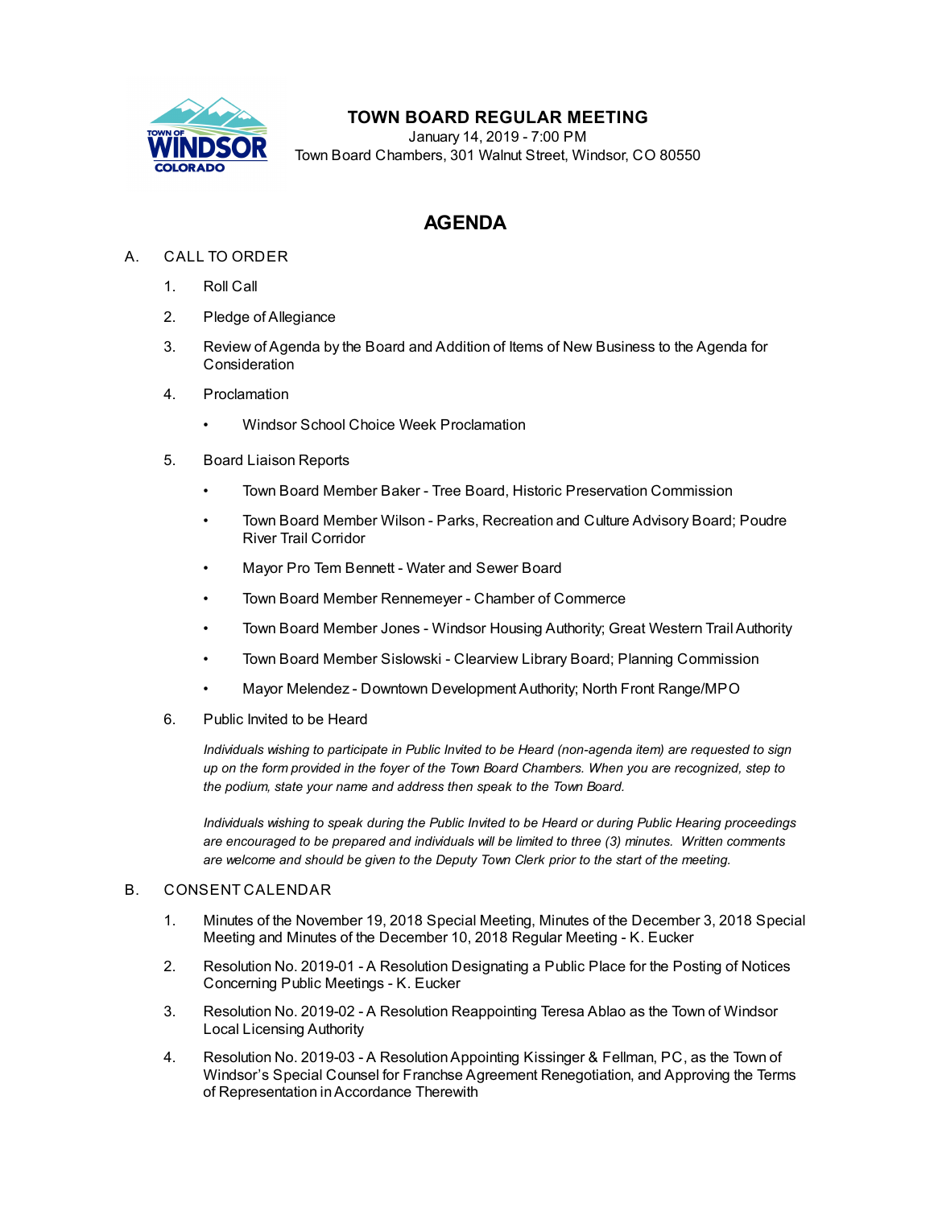# TOWN BOARD REGULAR MEETING

January 14, 2019 - 7:00 PM
Town Board Chambers, 301 Walnut Street, Windsor, CO 80550

## AGENDA

A. CALL TO ORDER

1. Roll Call
2. Pledge of Allegiance
3. Review of Agenda by the Board and Addition of Items of New Business to the Agenda for Consideration
4. Proclamation
   - Windsor School Choice Week Proclamation
5. Board Liaison Reports
   - Town Board Member Baker - Tree Board, Historic Preservation Commission
   - Town Board Member Wilson - Parks, Recreation and Culture Advisory Board; Poudre River Trail Corridor
   - Mayor Pro Tem Bennett - Water and Sewer Board
   - Town Board Member Rennemeyer - Chamber of Commerce
   - Town Board Member Jones - Windsor Housing Authority; Great Western Trail Authority
   - Town Board Member Sislowski - Clearview Library Board; Planning Commission
   - Mayor Melendez - Downtown Development Authority; North Front Range/MPO
6. Public Invited to be Heard

   *Individuals wishing to participate in Public Invited to be Heard (non-agenda item) are requested to sign up on the form provided in the foyer of the Town Board Chambers. When you are recognized, step to the podium, state your name and address then speak to the Town Board.*

   *Individuals wishing to speak during the Public Invited to be Heard or during Public Hearing proceedings are encouraged to be prepared and individuals will be limited to three (3) minutes. Written comments are welcome and should be given to the Deputy Town Clerk prior to the start of the meeting.*

B. CONSENT CALENDAR

1. Minutes of the November 19, 2018 Special Meeting, Minutes of the December 3, 2018 Special Meeting and Minutes of the December 10, 2018 Regular Meeting - K. Eucker
2. Resolution No. 2019-01 - A Resolution Designating a Public Place for the Posting of Notices Concerning Public Meetings - K. Eucker
3. Resolution No. 2019-02 - A Resolution Reappointing Teresa Ablao as the Town of Windsor Local Licensing Authority
4. Resolution No. 2019-03 - A Resolution Appointing Kissinger & Fellman, PC, as the Town of Windsor's Special Counsel for Franchse Agreement Renegotiation, and Approving the Terms of Representation in Accordance Therewith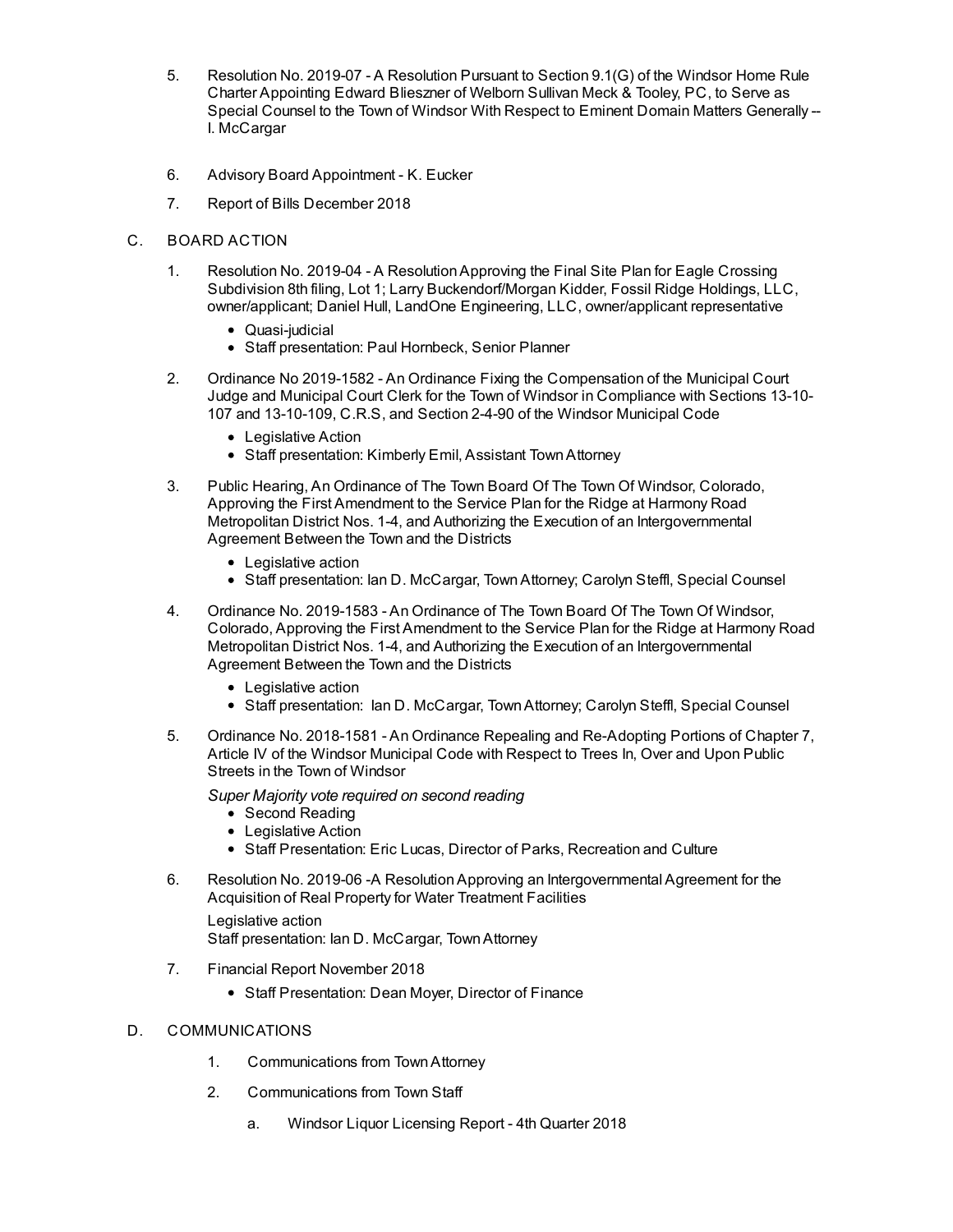5. Resolution No. 2019-07 - A Resolution Pursuant to Section 9.1(G) of the Windsor Home Rule Charter Appointing Edward Blieszner of Welborn Sullivan Meck & Tooley, PC, to Serve as Special Counsel to the Town of Windsor With Respect to Eminent Domain Matters Generally -- I. McCargar

6. Advisory Board Appointment - K. Eucker

7. Report of Bills December 2018

C. BOARD ACTION

1. Resolution No. 2019-04 - A Resolution Approving the Final Site Plan for Eagle Crossing Subdivision 8th filing, Lot 1; Larry Buckendorf/Morgan Kidder, Fossil Ridge Holdings, LLC, owner/applicant; Daniel Hull, LandOne Engineering, LLC, owner/applicant representative
   - Quasi-judicial
   - Staff presentation: Paul Hornbeck, Senior Planner

2. Ordinance No 2019-1582 - An Ordinance Fixing the Compensation of the Municipal Court Judge and Municipal Court Clerk for the Town of Windsor in Compliance with Sections 13-10-107 and 13-10-109, C.R.S, and Section 2-4-90 of the Windsor Municipal Code
   - Legislative Action
   - Staff presentation: Kimberly Emil, Assistant Town Attorney

3. Public Hearing, An Ordinance of The Town Board Of The Town Of Windsor, Colorado, Approving the First Amendment to the Service Plan for the Ridge at Harmony Road Metropolitan District Nos. 1-4, and Authorizing the Execution of an Intergovernmental Agreement Between the Town and the Districts
   - Legislative action
   - Staff presentation: Ian D. McCargar, Town Attorney; Carolyn Steffl, Special Counsel

4. Ordinance No. 2019-1583 - An Ordinance of The Town Board Of The Town Of Windsor, Colorado, Approving the First Amendment to the Service Plan for the Ridge at Harmony Road Metropolitan District Nos. 1-4, and Authorizing the Execution of an Intergovernmental Agreement Between the Town and the Districts
   - Legislative action
   - Staff presentation: Ian D. McCargar, Town Attorney; Carolyn Steffl, Special Counsel

5. Ordinance No. 2018-1581 - An Ordinance Repealing and Re-Adopting Portions of Chapter 7, Article IV of the Windsor Municipal Code with Respect to Trees In, Over and Upon Public Streets in the Town of Windsor

   *Super Majority vote required on second reading*
   - Second Reading
   - Legislative Action
   - Staff Presentation: Eric Lucas, Director of Parks, Recreation and Culture

6. Resolution No. 2019-06 -A Resolution Approving an Intergovernmental Agreement for the Acquisition of Real Property for Water Treatment Facilities

   Legislative action
   Staff presentation: Ian D. McCargar, Town Attorney

7. Financial Report November 2018
   - Staff Presentation: Dean Moyer, Director of Finance

D. COMMUNICATIONS

1. Communications from Town Attorney

2. Communications from Town Staff

   a. Windsor Liquor Licensing Report - 4th Quarter 2018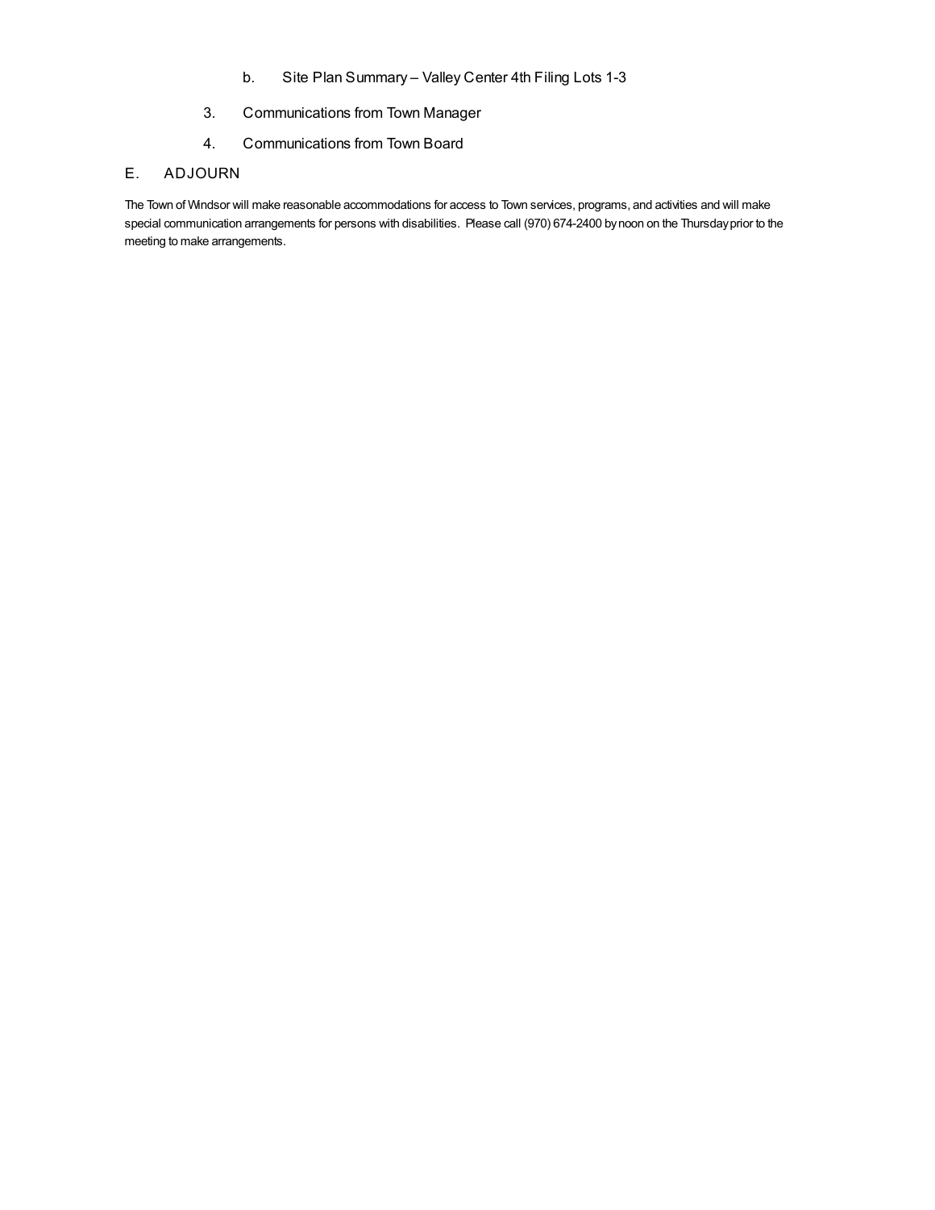b. Site Plan Summary – Valley Center 4th Filing Lots 1-3

3. Communications from Town Manager

4. Communications from Town Board

## E. ADJOURN

The Town of Windsor will make reasonable accommodations for access to Town services, programs, and activities and will make special communication arrangements for persons with disabilities. Please call (970) 674-2400 by noon on the Thursday prior to the meeting to make arrangements.